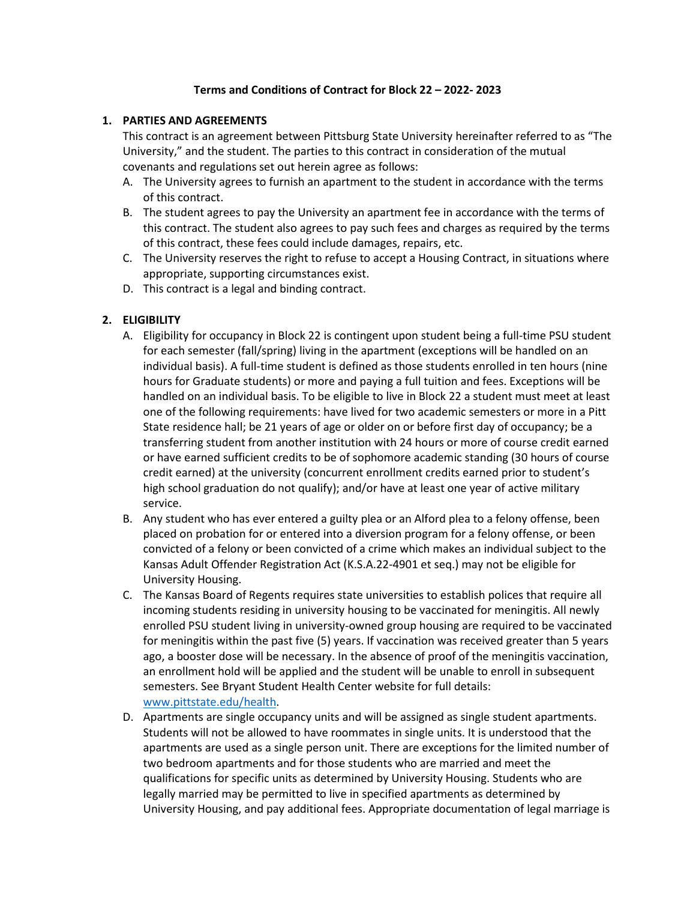**Terms and Conditions of Contract for Block 22 – 2022- 2023**

1. **PARTIES AND AGREEMENTS**

   This contract is an agreement between Pittsburg State University hereinafter referred to as "The University," and the student. The parties to this contract in consideration of the mutual covenants and regulations set out herein agree as follows:

   A. The University agrees to furnish an apartment to the student in accordance with the terms of this contract.

   B. The student agrees to pay the University an apartment fee in accordance with the terms of this contract. The student also agrees to pay such fees and charges as required by the terms of this contract, these fees could include damages, repairs, etc.

   C. The University reserves the right to refuse to accept a Housing Contract, in situations where appropriate, supporting circumstances exist.

   D. This contract is a legal and binding contract.

2. **ELIGIBILITY**

   A. Eligibility for occupancy in Block 22 is contingent upon student being a full-time PSU student for each semester (fall/spring) living in the apartment (exceptions will be handled on an individual basis). A full-time student is defined as those students enrolled in ten hours (nine hours for Graduate students) or more and paying a full tuition and fees. Exceptions will be handled on an individual basis. To be eligible to live in Block 22 a student must meet at least one of the following requirements: have lived for two academic semesters or more in a Pitt State residence hall; be 21 years of age or older on or before first day of occupancy; be a transferring student from another institution with 24 hours or more of course credit earned or have earned sufficient credits to be of sophomore academic standing (30 hours of course credit earned) at the university (concurrent enrollment credits earned prior to student's high school graduation do not qualify); and/or have at least one year of active military service.

   B. Any student who has ever entered a guilty plea or an Alford plea to a felony offense, been placed on probation for or entered into a diversion program for a felony offense, or been convicted of a felony or been convicted of a crime which makes an individual subject to the Kansas Adult Offender Registration Act (K.S.A.22-4901 et seq.) may not be eligible for University Housing.

   C. The Kansas Board of Regents requires state universities to establish polices that require all incoming students residing in university housing to be vaccinated for meningitis. All newly enrolled PSU student living in university-owned group housing are required to be vaccinated for meningitis within the past five (5) years. If vaccination was received greater than 5 years ago, a booster dose will be necessary. In the absence of proof of the meningitis vaccination, an enrollment hold will be applied and the student will be unable to enroll in subsequent semesters. See Bryant Student Health Center website for full details: www.pittstate.edu/health.

   D. Apartments are single occupancy units and will be assigned as single student apartments. Students will not be allowed to have roommates in single units. It is understood that the apartments are used as a single person unit. There are exceptions for the limited number of two bedroom apartments and for those students who are married and meet the qualifications for specific units as determined by University Housing. Students who are legally married may be permitted to live in specified apartments as determined by University Housing, and pay additional fees. Appropriate documentation of legal marriage is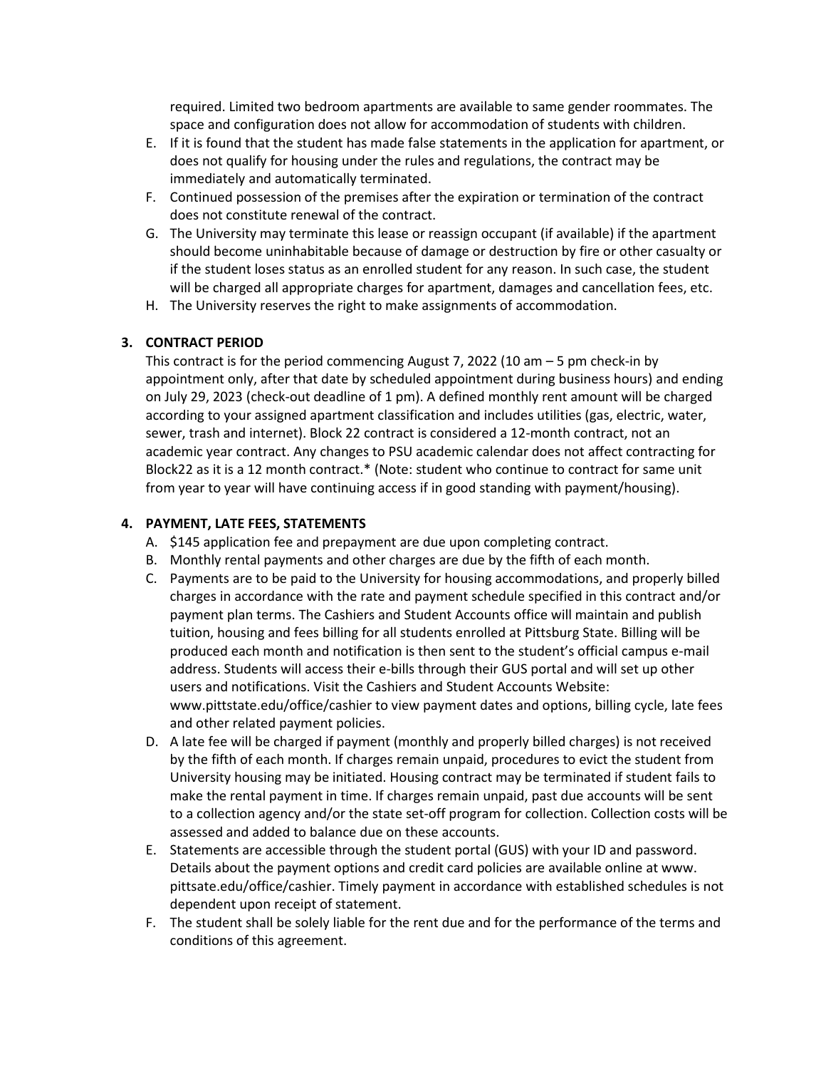required. Limited two bedroom apartments are available to same gender roommates. The space and configuration does not allow for accommodation of students with children.

E. If it is found that the student has made false statements in the application for apartment, or does not qualify for housing under the rules and regulations, the contract may be immediately and automatically terminated.
F. Continued possession of the premises after the expiration or termination of the contract does not constitute renewal of the contract.
G. The University may terminate this lease or reassign occupant (if available) if the apartment should become uninhabitable because of damage or destruction by fire or other casualty or if the student loses status as an enrolled student for any reason. In such case, the student will be charged all appropriate charges for apartment, damages and cancellation fees, etc.
H. The University reserves the right to make assignments of accommodation.

**3. CONTRACT PERIOD**

This contract is for the period commencing August 7, 2022 (10 am – 5 pm check-in by appointment only, after that date by scheduled appointment during business hours) and ending on July 29, 2023 (check-out deadline of 1 pm). A defined monthly rent amount will be charged according to your assigned apartment classification and includes utilities (gas, electric, water, sewer, trash and internet). Block 22 contract is considered a 12-month contract, not an academic year contract. Any changes to PSU academic calendar does not affect contracting for Block22 as it is a 12 month contract.* (Note: student who continue to contract for same unit from year to year will have continuing access if in good standing with payment/housing).

**4. PAYMENT, LATE FEES, STATEMENTS**

A. $145 application fee and prepayment are due upon completing contract.
B. Monthly rental payments and other charges are due by the fifth of each month.
C. Payments are to be paid to the University for housing accommodations, and properly billed charges in accordance with the rate and payment schedule specified in this contract and/or payment plan terms. The Cashiers and Student Accounts office will maintain and publish tuition, housing and fees billing for all students enrolled at Pittsburg State. Billing will be produced each month and notification is then sent to the student's official campus e-mail address. Students will access their e-bills through their GUS portal and will set up other users and notifications. Visit the Cashiers and Student Accounts Website: www.pittstate.edu/office/cashier to view payment dates and options, billing cycle, late fees and other related payment policies.
D. A late fee will be charged if payment (monthly and properly billed charges) is not received by the fifth of each month. If charges remain unpaid, procedures to evict the student from University housing may be initiated. Housing contract may be terminated if student fails to make the rental payment in time. If charges remain unpaid, past due accounts will be sent to a collection agency and/or the state set-off program for collection. Collection costs will be assessed and added to balance due on these accounts.
E. Statements are accessible through the student portal (GUS) with your ID and password. Details about the payment options and credit card policies are available online at www. pittsate.edu/office/cashier. Timely payment in accordance with established schedules is not dependent upon receipt of statement.
F. The student shall be solely liable for the rent due and for the performance of the terms and conditions of this agreement.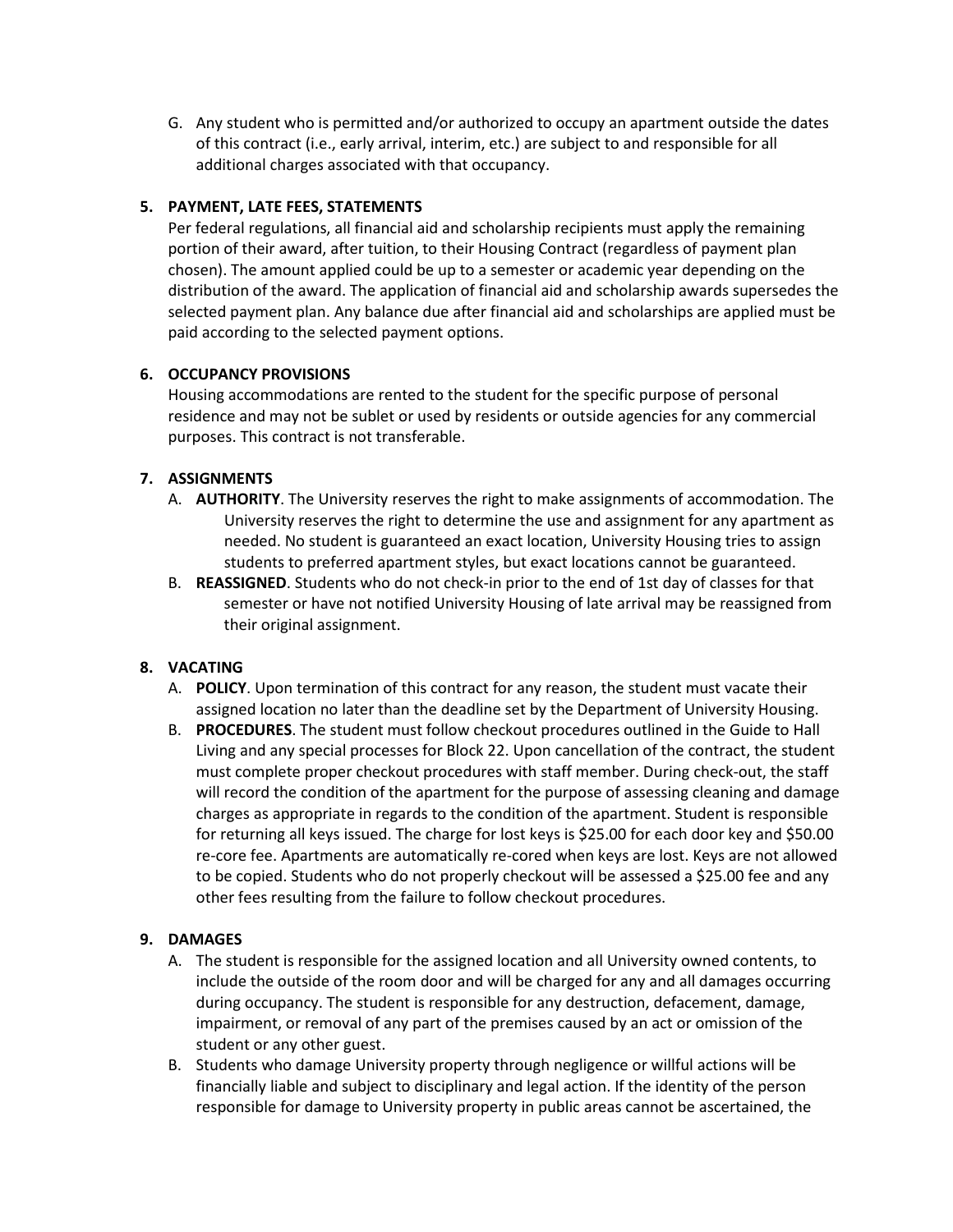G. Any student who is permitted and/or authorized to occupy an apartment outside the dates of this contract (i.e., early arrival, interim, etc.) are subject to and responsible for all additional charges associated with that occupancy.

**5. PAYMENT, LATE FEES, STATEMENTS**

Per federal regulations, all financial aid and scholarship recipients must apply the remaining portion of their award, after tuition, to their Housing Contract (regardless of payment plan chosen). The amount applied could be up to a semester or academic year depending on the distribution of the award. The application of financial aid and scholarship awards supersedes the selected payment plan. Any balance due after financial aid and scholarships are applied must be paid according to the selected payment options.

**6. OCCUPANCY PROVISIONS**

Housing accommodations are rented to the student for the specific purpose of personal residence and may not be sublet or used by residents or outside agencies for any commercial purposes. This contract is not transferable.

**7. ASSIGNMENTS**

A. **AUTHORITY**. The University reserves the right to make assignments of accommodation. The University reserves the right to determine the use and assignment for any apartment as needed. No student is guaranteed an exact location, University Housing tries to assign students to preferred apartment styles, but exact locations cannot be guaranteed.

B. **REASSIGNED**. Students who do not check-in prior to the end of 1st day of classes for that semester or have not notified University Housing of late arrival may be reassigned from their original assignment.

**8. VACATING**

A. **POLICY**. Upon termination of this contract for any reason, the student must vacate their assigned location no later than the deadline set by the Department of University Housing.

B. **PROCEDURES**. The student must follow checkout procedures outlined in the Guide to Hall Living and any special processes for Block 22. Upon cancellation of the contract, the student must complete proper checkout procedures with staff member. During check-out, the staff will record the condition of the apartment for the purpose of assessing cleaning and damage charges as appropriate in regards to the condition of the apartment. Student is responsible for returning all keys issued. The charge for lost keys is $25.00 for each door key and $50.00 re-core fee. Apartments are automatically re-cored when keys are lost. Keys are not allowed to be copied. Students who do not properly checkout will be assessed a $25.00 fee and any other fees resulting from the failure to follow checkout procedures.

**9. DAMAGES**

A. The student is responsible for the assigned location and all University owned contents, to include the outside of the room door and will be charged for any and all damages occurring during occupancy. The student is responsible for any destruction, defacement, damage, impairment, or removal of any part of the premises caused by an act or omission of the student or any other guest.

B. Students who damage University property through negligence or willful actions will be financially liable and subject to disciplinary and legal action. If the identity of the person responsible for damage to University property in public areas cannot be ascertained, the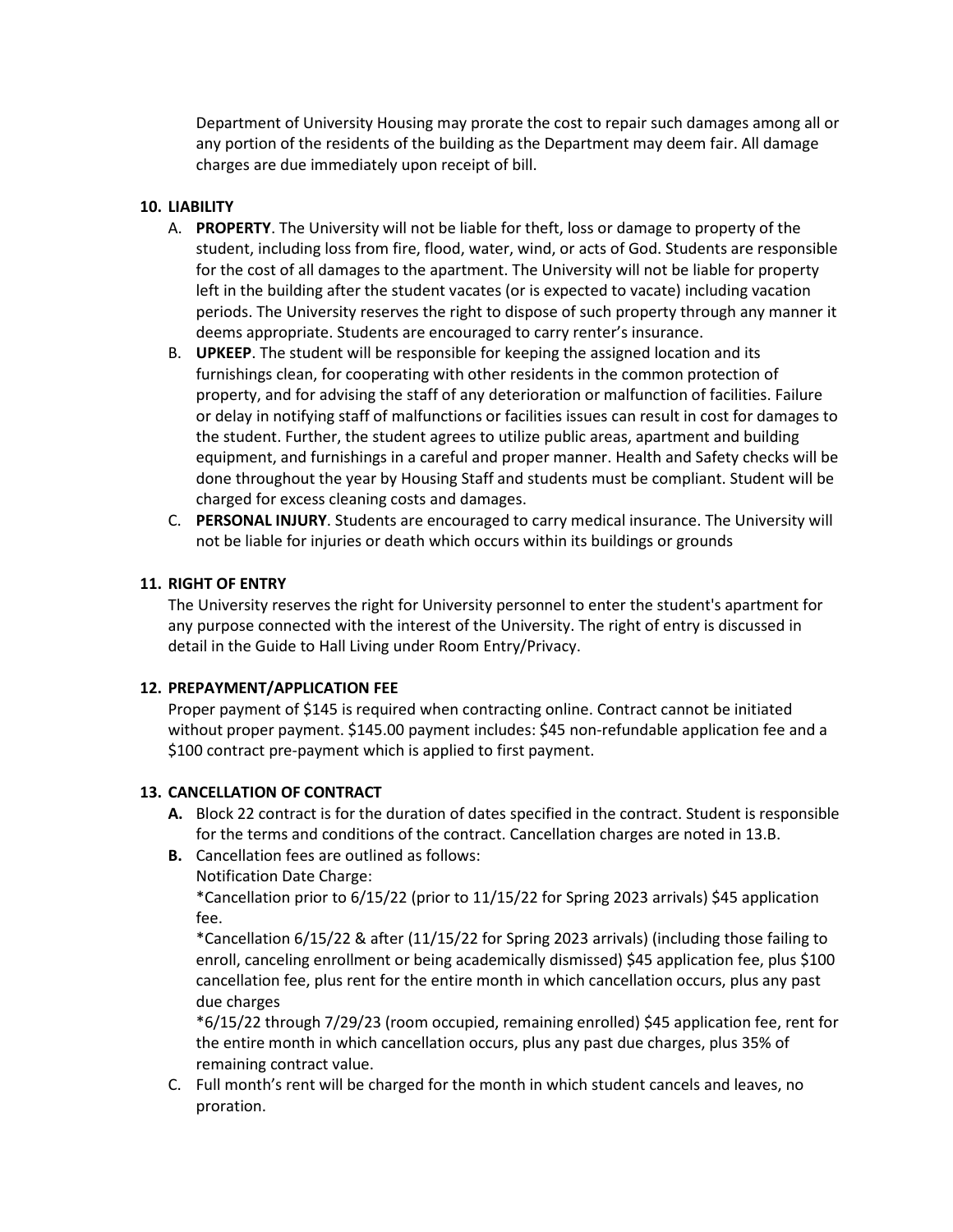Department of University Housing may prorate the cost to repair such damages among all or any portion of the residents of the building as the Department may deem fair. All damage charges are due immediately upon receipt of bill.

**10. LIABILITY**

A. **PROPERTY**. The University will not be liable for theft, loss or damage to property of the student, including loss from fire, flood, water, wind, or acts of God. Students are responsible for the cost of all damages to the apartment. The University will not be liable for property left in the building after the student vacates (or is expected to vacate) including vacation periods. The University reserves the right to dispose of such property through any manner it deems appropriate. Students are encouraged to carry renter's insurance.

B. **UPKEEP**. The student will be responsible for keeping the assigned location and its furnishings clean, for cooperating with other residents in the common protection of property, and for advising the staff of any deterioration or malfunction of facilities. Failure or delay in notifying staff of malfunctions or facilities issues can result in cost for damages to the student. Further, the student agrees to utilize public areas, apartment and building equipment, and furnishings in a careful and proper manner. Health and Safety checks will be done throughout the year by Housing Staff and students must be compliant. Student will be charged for excess cleaning costs and damages.

C. **PERSONAL INJURY**. Students are encouraged to carry medical insurance. The University will not be liable for injuries or death which occurs within its buildings or grounds

**11. RIGHT OF ENTRY**

The University reserves the right for University personnel to enter the student's apartment for any purpose connected with the interest of the University. The right of entry is discussed in detail in the Guide to Hall Living under Room Entry/Privacy.

**12. PREPAYMENT/APPLICATION FEE**

Proper payment of $145 is required when contracting online. Contract cannot be initiated without proper payment. $145.00 payment includes: $45 non-refundable application fee and a $100 contract pre-payment which is applied to first payment.

**13. CANCELLATION OF CONTRACT**

**A.** Block 22 contract is for the duration of dates specified in the contract. Student is responsible for the terms and conditions of the contract. Cancellation charges are noted in 13.B.

**B.** Cancellation fees are outlined as follows:
Notification Date Charge:
*Cancellation prior to 6/15/22 (prior to 11/15/22 for Spring 2023 arrivals) $45 application fee.
*Cancellation 6/15/22 & after (11/15/22 for Spring 2023 arrivals) (including those failing to enroll, canceling enrollment or being academically dismissed) $45 application fee, plus $100 cancellation fee, plus rent for the entire month in which cancellation occurs, plus any past due charges
*6/15/22 through 7/29/23 (room occupied, remaining enrolled) $45 application fee, rent for the entire month in which cancellation occurs, plus any past due charges, plus 35% of remaining contract value.

C. Full month's rent will be charged for the month in which student cancels and leaves, no proration.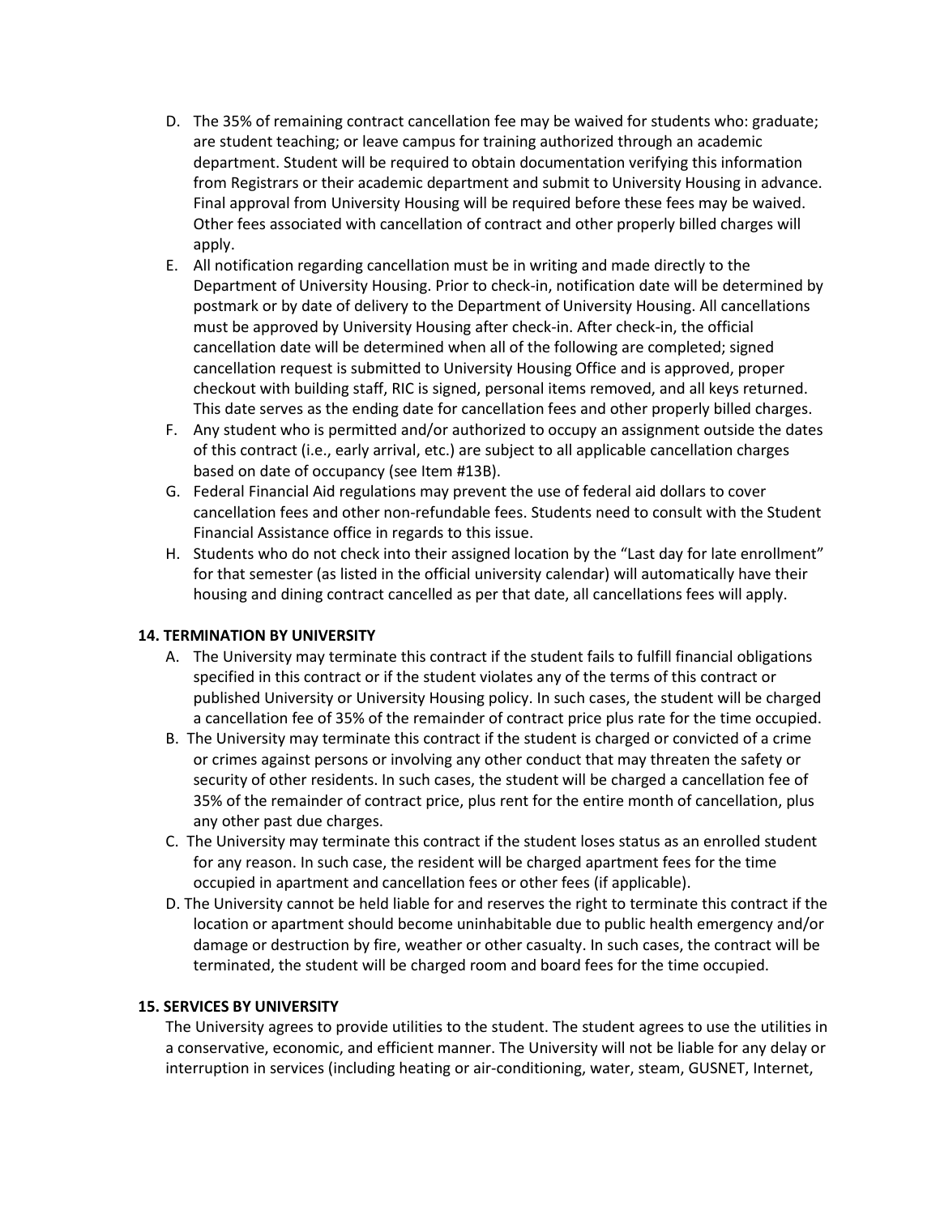D. The 35% of remaining contract cancellation fee may be waived for students who: graduate; are student teaching; or leave campus for training authorized through an academic department. Student will be required to obtain documentation verifying this information from Registrars or their academic department and submit to University Housing in advance. Final approval from University Housing will be required before these fees may be waived. Other fees associated with cancellation of contract and other properly billed charges will apply.

E. All notification regarding cancellation must be in writing and made directly to the Department of University Housing. Prior to check-in, notification date will be determined by postmark or by date of delivery to the Department of University Housing. All cancellations must be approved by University Housing after check-in. After check-in, the official cancellation date will be determined when all of the following are completed; signed cancellation request is submitted to University Housing Office and is approved, proper checkout with building staff, RIC is signed, personal items removed, and all keys returned. This date serves as the ending date for cancellation fees and other properly billed charges.

F. Any student who is permitted and/or authorized to occupy an assignment outside the dates of this contract (i.e., early arrival, etc.) are subject to all applicable cancellation charges based on date of occupancy (see Item #13B).

G. Federal Financial Aid regulations may prevent the use of federal aid dollars to cover cancellation fees and other non-refundable fees. Students need to consult with the Student Financial Assistance office in regards to this issue.

H. Students who do not check into their assigned location by the "Last day for late enrollment" for that semester (as listed in the official university calendar) will automatically have their housing and dining contract cancelled as per that date, all cancellations fees will apply.

**14. TERMINATION BY UNIVERSITY**

A. The University may terminate this contract if the student fails to fulfill financial obligations specified in this contract or if the student violates any of the terms of this contract or published University or University Housing policy. In such cases, the student will be charged a cancellation fee of 35% of the remainder of contract price plus rate for the time occupied.

B. The University may terminate this contract if the student is charged or convicted of a crime or crimes against persons or involving any other conduct that may threaten the safety or security of other residents. In such cases, the student will be charged a cancellation fee of 35% of the remainder of contract price, plus rent for the entire month of cancellation, plus any other past due charges.

C. The University may terminate this contract if the student loses status as an enrolled student for any reason. In such case, the resident will be charged apartment fees for the time occupied in apartment and cancellation fees or other fees (if applicable).

D. The University cannot be held liable for and reserves the right to terminate this contract if the location or apartment should become uninhabitable due to public health emergency and/or damage or destruction by fire, weather or other casualty. In such cases, the contract will be terminated, the student will be charged room and board fees for the time occupied.

**15. SERVICES BY UNIVERSITY**

The University agrees to provide utilities to the student. The student agrees to use the utilities in a conservative, economic, and efficient manner. The University will not be liable for any delay or interruption in services (including heating or air-conditioning, water, steam, GUSNET, Internet,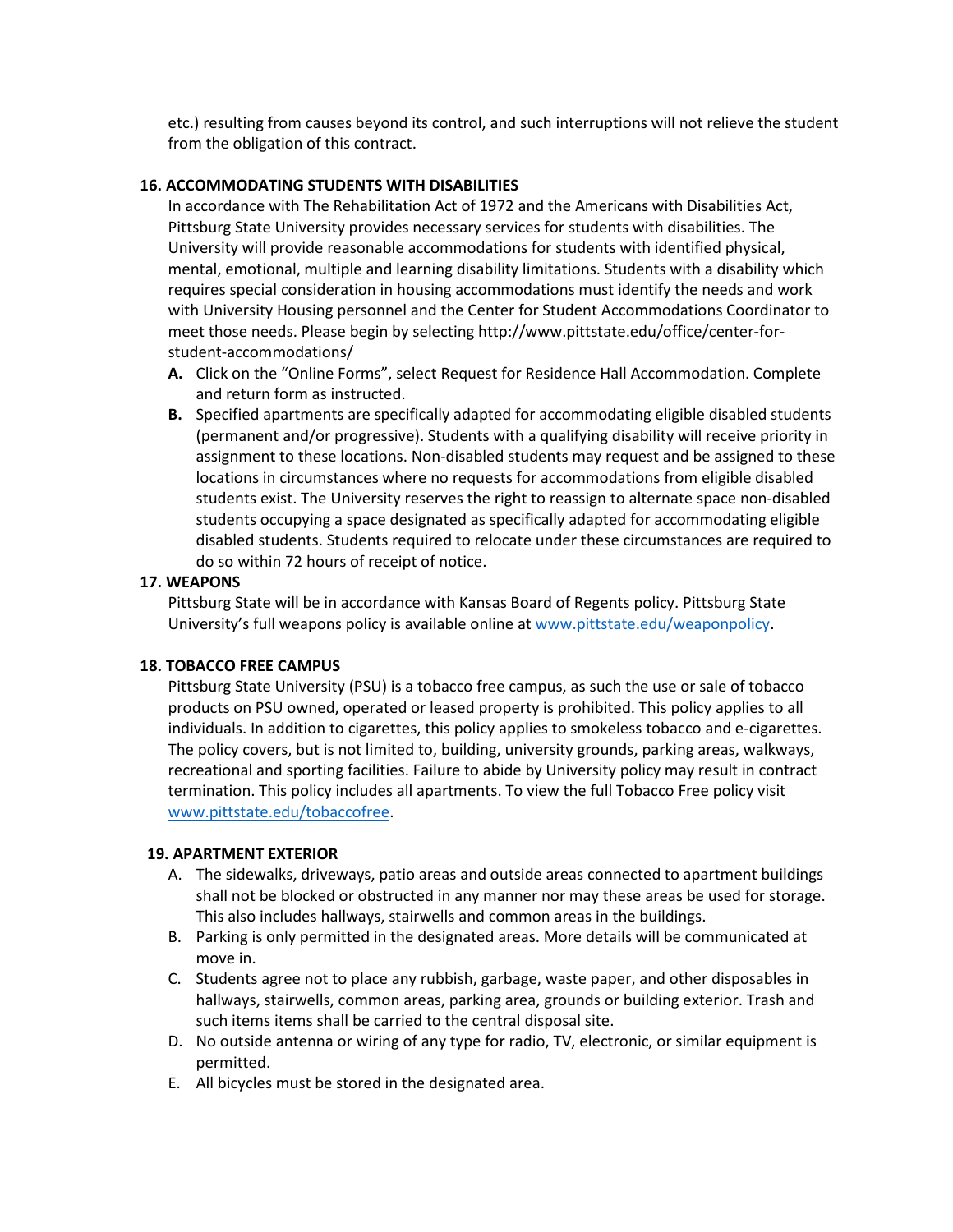etc.) resulting from causes beyond its control, and such interruptions will not relieve the student from the obligation of this contract.

**16. ACCOMMODATING STUDENTS WITH DISABILITIES**

In accordance with The Rehabilitation Act of 1972 and the Americans with Disabilities Act, Pittsburg State University provides necessary services for students with disabilities. The University will provide reasonable accommodations for students with identified physical, mental, emotional, multiple and learning disability limitations. Students with a disability which requires special consideration in housing accommodations must identify the needs and work with University Housing personnel and the Center for Student Accommodations Coordinator to meet those needs. Please begin by selecting http://www.pittstate.edu/office/center-for-student-accommodations/

- **A.** Click on the "Online Forms", select Request for Residence Hall Accommodation. Complete and return form as instructed.
- **B.** Specified apartments are specifically adapted for accommodating eligible disabled students (permanent and/or progressive). Students with a qualifying disability will receive priority in assignment to these locations. Non-disabled students may request and be assigned to these locations in circumstances where no requests for accommodations from eligible disabled students exist. The University reserves the right to reassign to alternate space non-disabled students occupying a space designated as specifically adapted for accommodating eligible disabled students. Students required to relocate under these circumstances are required to do so within 72 hours of receipt of notice.

**17. WEAPONS**

Pittsburg State will be in accordance with Kansas Board of Regents policy. Pittsburg State University's full weapons policy is available online at www.pittstate.edu/weaponpolicy.

**18. TOBACCO FREE CAMPUS**

Pittsburg State University (PSU) is a tobacco free campus, as such the use or sale of tobacco products on PSU owned, operated or leased property is prohibited. This policy applies to all individuals. In addition to cigarettes, this policy applies to smokeless tobacco and e-cigarettes. The policy covers, but is not limited to, building, university grounds, parking areas, walkways, recreational and sporting facilities. Failure to abide by University policy may result in contract termination. This policy includes all apartments. To view the full Tobacco Free policy visit www.pittstate.edu/tobaccofree.

**19. APARTMENT EXTERIOR**

- A. The sidewalks, driveways, patio areas and outside areas connected to apartment buildings shall not be blocked or obstructed in any manner nor may these areas be used for storage. This also includes hallways, stairwells and common areas in the buildings.
- B. Parking is only permitted in the designated areas. More details will be communicated at move in.
- C. Students agree not to place any rubbish, garbage, waste paper, and other disposables in hallways, stairwells, common areas, parking area, grounds or building exterior. Trash and such items items shall be carried to the central disposal site.
- D. No outside antenna or wiring of any type for radio, TV, electronic, or similar equipment is permitted.
- E. All bicycles must be stored in the designated area.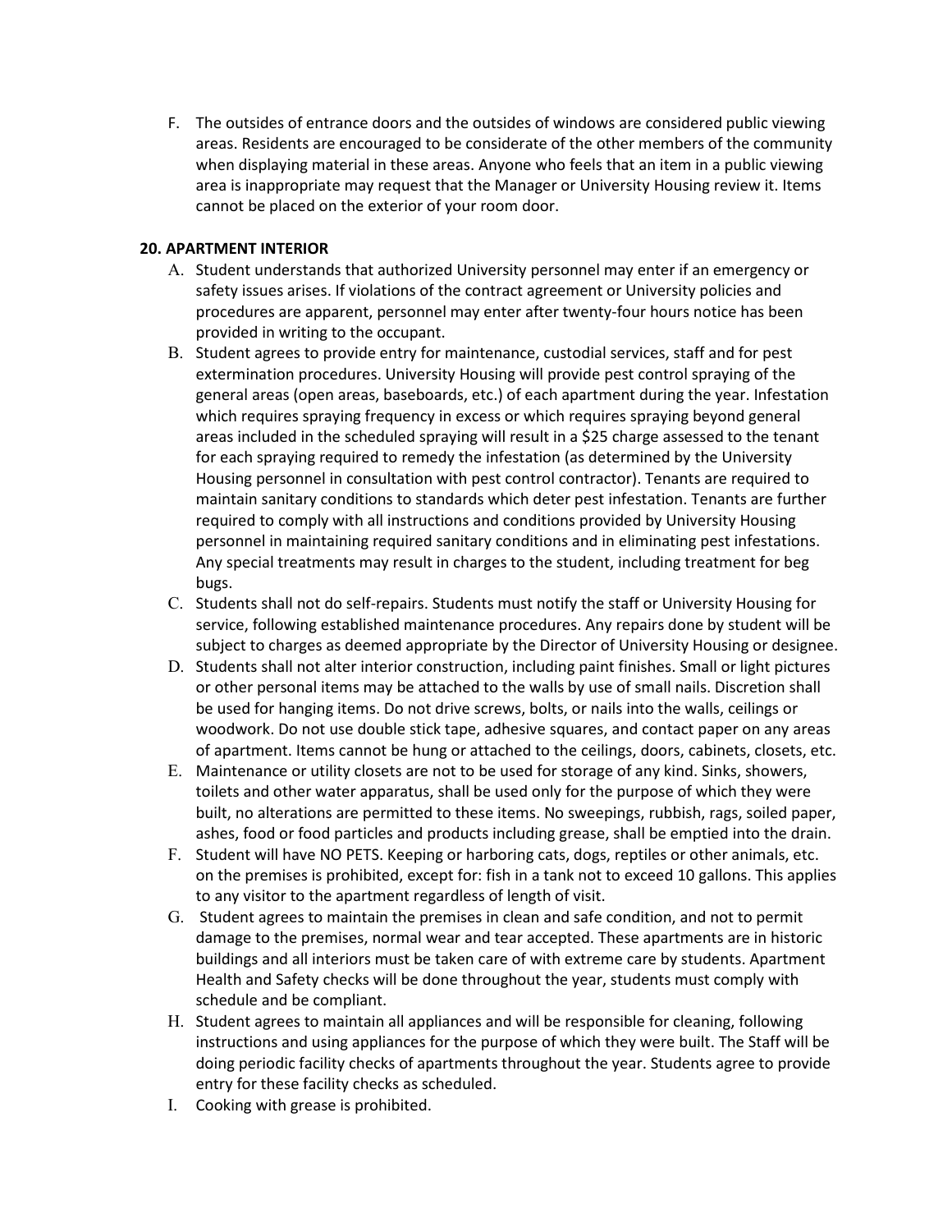F. The outsides of entrance doors and the outsides of windows are considered public viewing areas. Residents are encouraged to be considerate of the other members of the community when displaying material in these areas. Anyone who feels that an item in a public viewing area is inappropriate may request that the Manager or University Housing review it. Items cannot be placed on the exterior of your room door.

**20. APARTMENT INTERIOR**

A. Student understands that authorized University personnel may enter if an emergency or safety issues arises. If violations of the contract agreement or University policies and procedures are apparent, personnel may enter after twenty-four hours notice has been provided in writing to the occupant.

B. Student agrees to provide entry for maintenance, custodial services, staff and for pest extermination procedures. University Housing will provide pest control spraying of the general areas (open areas, baseboards, etc.) of each apartment during the year. Infestation which requires spraying frequency in excess or which requires spraying beyond general areas included in the scheduled spraying will result in a $25 charge assessed to the tenant for each spraying required to remedy the infestation (as determined by the University Housing personnel in consultation with pest control contractor). Tenants are required to maintain sanitary conditions to standards which deter pest infestation. Tenants are further required to comply with all instructions and conditions provided by University Housing personnel in maintaining required sanitary conditions and in eliminating pest infestations. Any special treatments may result in charges to the student, including treatment for beg bugs.

C. Students shall not do self-repairs. Students must notify the staff or University Housing for service, following established maintenance procedures. Any repairs done by student will be subject to charges as deemed appropriate by the Director of University Housing or designee.

D. Students shall not alter interior construction, including paint finishes. Small or light pictures or other personal items may be attached to the walls by use of small nails. Discretion shall be used for hanging items. Do not drive screws, bolts, or nails into the walls, ceilings or woodwork. Do not use double stick tape, adhesive squares, and contact paper on any areas of apartment. Items cannot be hung or attached to the ceilings, doors, cabinets, closets, etc.

E. Maintenance or utility closets are not to be used for storage of any kind. Sinks, showers, toilets and other water apparatus, shall be used only for the purpose of which they were built, no alterations are permitted to these items. No sweepings, rubbish, rags, soiled paper, ashes, food or food particles and products including grease, shall be emptied into the drain.

F. Student will have NO PETS. Keeping or harboring cats, dogs, reptiles or other animals, etc. on the premises is prohibited, except for: fish in a tank not to exceed 10 gallons. This applies to any visitor to the apartment regardless of length of visit.

G. Student agrees to maintain the premises in clean and safe condition, and not to permit damage to the premises, normal wear and tear accepted. These apartments are in historic buildings and all interiors must be taken care of with extreme care by students. Apartment Health and Safety checks will be done throughout the year, students must comply with schedule and be compliant.

H. Student agrees to maintain all appliances and will be responsible for cleaning, following instructions and using appliances for the purpose of which they were built. The Staff will be doing periodic facility checks of apartments throughout the year. Students agree to provide entry for these facility checks as scheduled.

I. Cooking with grease is prohibited.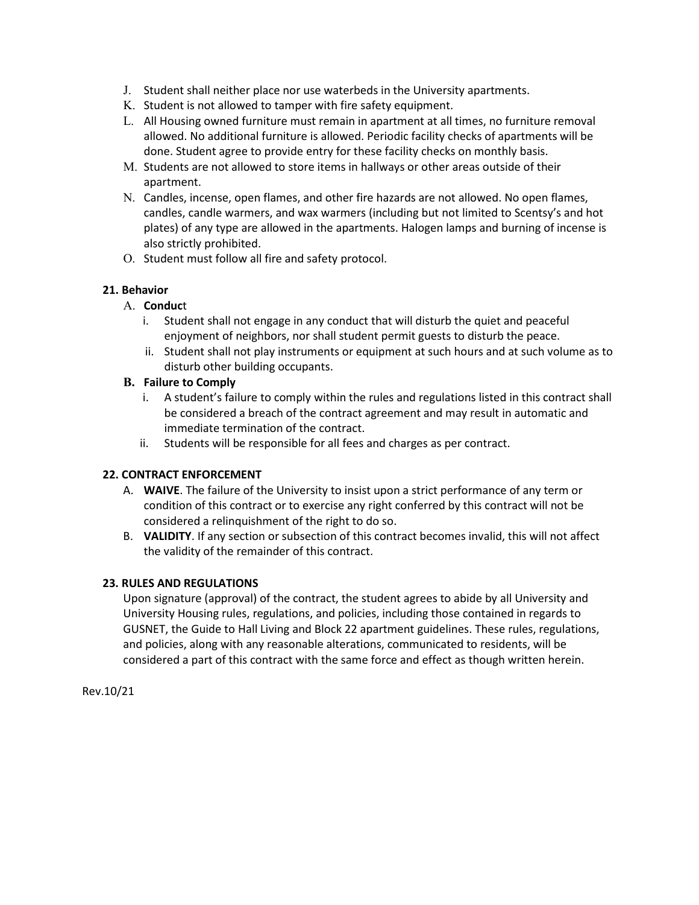J. Student shall neither place nor use waterbeds in the University apartments.
K. Student is not allowed to tamper with fire safety equipment.
L. All Housing owned furniture must remain in apartment at all times, no furniture removal allowed. No additional furniture is allowed. Periodic facility checks of apartments will be done. Student agree to provide entry for these facility checks on monthly basis.
M. Students are not allowed to store items in hallways or other areas outside of their apartment.
N. Candles, incense, open flames, and other fire hazards are not allowed. No open flames, candles, candle warmers, and wax warmers (including but not limited to Scentsy's and hot plates) of any type are allowed in the apartments. Halogen lamps and burning of incense is also strictly prohibited.
O. Student must follow all fire and safety protocol.

**21. Behavior**

A. **Conduc**t
   i. Student shall not engage in any conduct that will disturb the quiet and peaceful enjoyment of neighbors, nor shall student permit guests to disturb the peace.
   ii. Student shall not play instruments or equipment at such hours and at such volume as to disturb other building occupants.

B. **Failure to Comply**
   i. A student's failure to comply within the rules and regulations listed in this contract shall be considered a breach of the contract agreement and may result in automatic and immediate termination of the contract.
   ii. Students will be responsible for all fees and charges as per contract.

**22. CONTRACT ENFORCEMENT**

A. **WAIVE**. The failure of the University to insist upon a strict performance of any term or condition of this contract or to exercise any right conferred by this contract will not be considered a relinquishment of the right to do so.
B. **VALIDITY**. If any section or subsection of this contract becomes invalid, this will not affect the validity of the remainder of this contract.

**23. RULES AND REGULATIONS**

Upon signature (approval) of the contract, the student agrees to abide by all University and University Housing rules, regulations, and policies, including those contained in regards to GUSNET, the Guide to Hall Living and Block 22 apartment guidelines. These rules, regulations, and policies, along with any reasonable alterations, communicated to residents, will be considered a part of this contract with the same force and effect as though written herein.

Rev.10/21